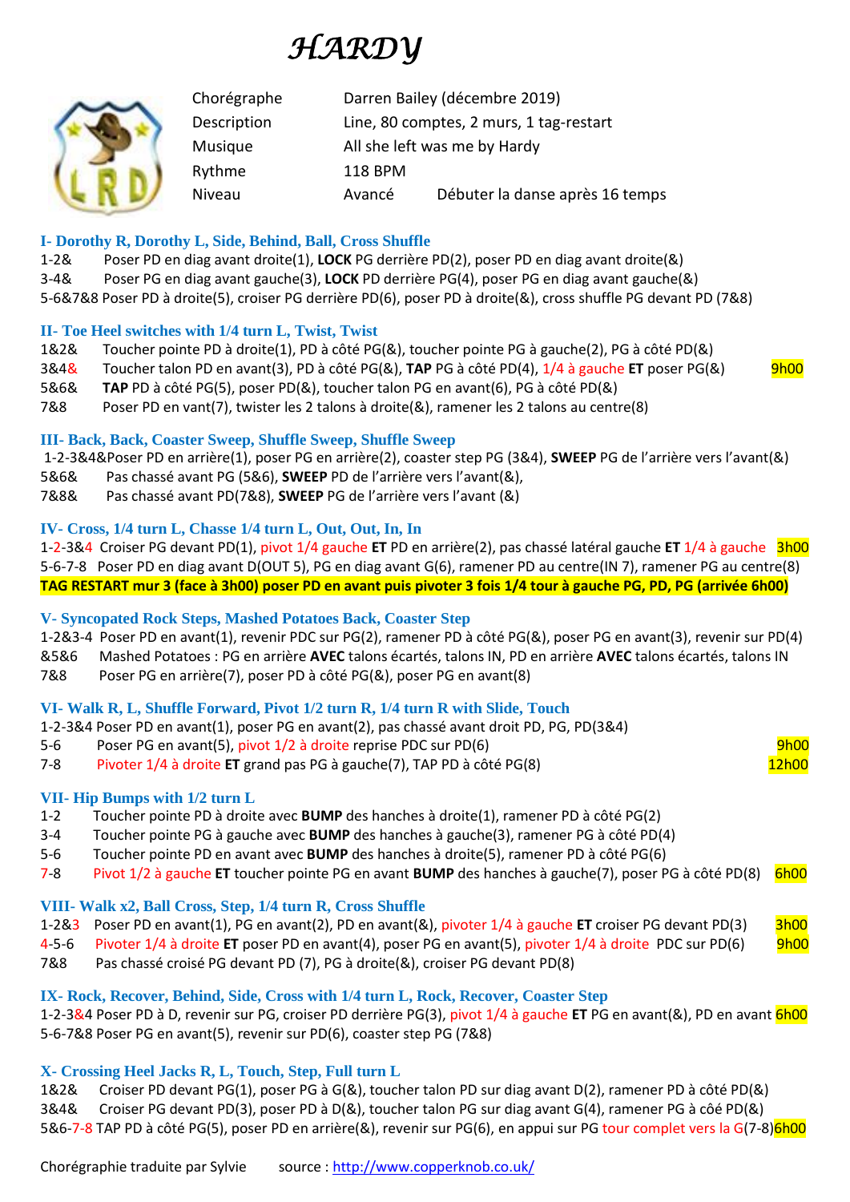# HARDY

| | | |
|---|---|---|
| Chorégraphe | Darren Bailey (décembre 2019) | |
| Description | Line, 80 comptes, 2 murs, 1 tag-restart | |
| Musique | All she left was me by Hardy | |
| Rythme | 118 BPM | |
| Niveau | Avancé | Débuter la danse après 16 temps |

### I- Dorothy R, Dorothy L, Side, Behind, Ball, Cross Shuffle

1-2& Poser PD en diag avant droite(1), **LOCK** PG derrière PD(2), poser PD en diag avant droite(&)
3-4& Poser PG en diag avant gauche(3), **LOCK** PD derrière PG(4), poser PG en diag avant gauche(&)
5-6&7&8 Poser PD à droite(5), croiser PG derrière PD(6), poser PD à droite(&), cross shuffle PG devant PD (7&8)

### II- Toe Heel switches with 1/4 turn L, Twist, Twist

1&2& Toucher pointe PD à droite(1), PD à côté PG(&), toucher pointe PG à gauche(2), PG à côté PD(&)
3&4& Toucher talon PD en avant(3), PD à côté PG(&), **TAP** PG à côté PD(4), 1/4 à gauche **ET** poser PG(&) 9h00
5&6& **TAP** PD à côté PG(5), poser PD(&), toucher talon PG en avant(6), PG à côté PD(&)
7&8 Poser PD en vant(7), twister les 2 talons à droite(&), ramener les 2 talons au centre(8)

### III- Back, Back, Coaster Sweep, Shuffle Sweep, Shuffle Sweep

1-2-3&4&Poser PD en arrière(1), poser PG en arrière(2), coaster step PG (3&4), **SWEEP** PG de l'arrière vers l'avant(&)
5&6& Pas chassé avant PG (5&6), **SWEEP** PD de l'arrière vers l'avant(&),
7&8& Pas chassé avant PD(7&8), **SWEEP** PG de l'arrière vers l'avant (&)

### IV- Cross, 1/4 turn L, Chasse 1/4 turn L, Out, Out, In, In

1-2-3&4 Croiser PG devant PD(1), pivot 1/4 gauche **ET** PD en arrière(2), pas chassé latéral gauche **ET** 1/4 à gauche 3h00
5-6-7-8 Poser PD en diag avant D(OUT 5), PG en diag avant G(6), ramener PD au centre(IN 7), ramener PG au centre(8)
**TAG RESTART mur 3 (face à 3h00) poser PD en avant puis pivoter 3 fois 1/4 tour à gauche PG, PD, PG (arrivée 6h00)**

### V- Syncopated Rock Steps, Mashed Potatoes Back, Coaster Step

1-2&3-4 Poser PD en avant(1), revenir PDC sur PG(2), ramener PD à côté PG(&), poser PG en avant(3), revenir sur PD(4)
&5&6 Mashed Potatoes : PG en arrière **AVEC** talons écartés, talons IN, PD en arrière **AVEC** talons écartés, talons IN
7&8 Poser PG en arrière(7), poser PD à côté PG(&), poser PG en avant(8)

### VI- Walk R, L, Shuffle Forward, Pivot 1/2 turn R, 1/4 turn R with Slide, Touch

1-2-3&4 Poser PD en avant(1), poser PG en avant(2), pas chassé avant droit PD, PG, PD(3&4)
5-6 Poser PG en avant(5), pivot 1/2 à droite reprise PDC sur PD(6) 9h00
7-8 Pivoter 1/4 à droite **ET** grand pas PG à gauche(7), TAP PD à côté PG(8) 12h00

### VII- Hip Bumps with 1/2 turn L

1-2 Toucher pointe PD à droite avec **BUMP** des hanches à droite(1), ramener PD à côté PG(2)
3-4 Toucher pointe PG à gauche avec **BUMP** des hanches à gauche(3), ramener PG à côté PD(4)
5-6 Toucher pointe PD en avant avec **BUMP** des hanches à droite(5), ramener PD à côté PG(6)
7-8 Pivot 1/2 à gauche **ET** toucher pointe PG en avant **BUMP** des hanches à gauche(7), poser PG à côté PD(8) 6h00

### VIII- Walk x2, Ball Cross, Step, 1/4 turn R, Cross Shuffle

1-2&3 Poser PD en avant(1), PG en avant(2), PD en avant(&), pivoter 1/4 à gauche **ET** croiser PG devant PD(3) 3h00
4-5-6 Pivoter 1/4 à droite **ET** poser PD en avant(4), poser PG en avant(5), pivoter 1/4 à droite PDC sur PD(6) 9h00
7&8 Pas chassé croisé PG devant PD (7), PD à droite(&), croiser PG devant PD(8)

### IX- Rock, Recover, Behind, Side, Cross with 1/4 turn L, Rock, Recover, Coaster Step

1-2-3&4 Poser PD à D, revenir sur PG, croiser PD derrière PG(3), pivot 1/4 à gauche **ET** PG en avant(&), PD en avant 6h00
5-6-7&8 Poser PG en avant(5), revenir sur PD(6), coaster step PG (7&8)

### X- Crossing Heel Jacks R, L, Touch, Step, Full turn L

1&2& Croiser PD devant PG(1), poser PG à G(&), toucher talon PD sur diag avant D(2), ramener PD à côté PD(&)
3&4& Croiser PG devant PD(3), poser PD à D(&), toucher talon PG sur diag avant G(4), ramener PG à côé PD(&)
5&6-7-8 TAP PD à côté PG(5), poser PD en arrière(&), revenir sur PG(6), en appui sur PG tour complet vers la G(7-8)6h00

Chorégraphie traduite par Sylvie source : http://www.copperknob.co.uk/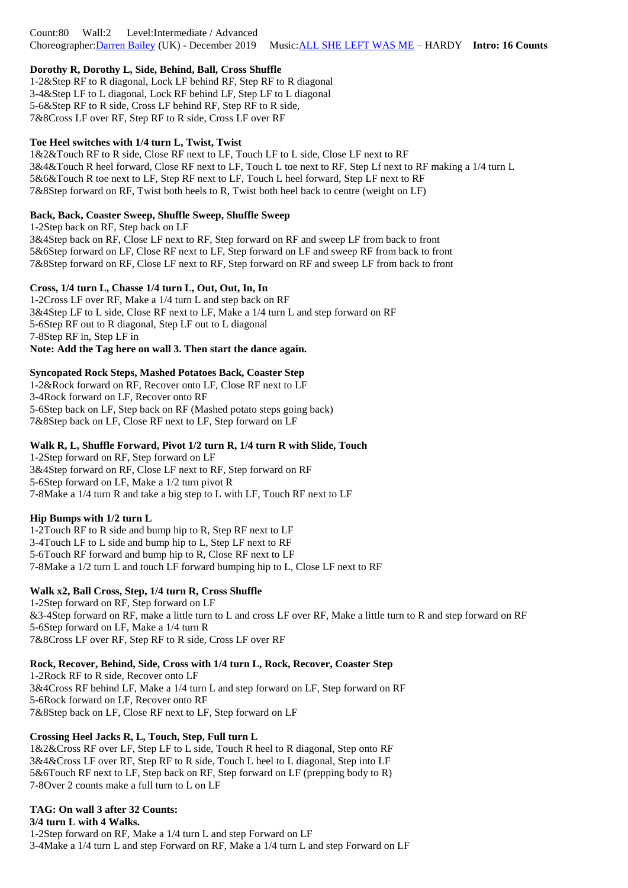Count:80  Wall:2  Level:Intermediate / Advanced
Choreographer:Darren Bailey (UK) - December 2019  Music:ALL SHE LEFT WAS ME – HARDY  **Intro: 16 Counts**

**Dorothy R, Dorothy L, Side, Behind, Ball, Cross Shuffle**
1-2&Step RF to R diagonal, Lock LF behind RF, Step RF to R diagonal
3-4&Step LF to L diagonal, Lock RF behind LF, Step LF to L diagonal
5-6&Step RF to R side, Cross LF behind RF, Step RF to R side,
7&8Cross LF over RF, Step RF to R side, Cross LF over RF

**Toe Heel switches with 1/4 turn L, Twist, Twist**
1&2&Touch RF to R side, Close RF next to LF, Touch LF to L side, Close LF next to RF
3&4&Touch R heel forward, Close RF next to LF, Touch L toe next to RF, Step Lf next to RF making a 1/4 turn L
5&6&Touch R toe next to LF, Step RF next to LF, Touch L heel forward, Step LF next to RF
7&8Step forward on RF, Twist both heels to R, Twist both heel back to centre (weight on LF)

**Back, Back, Coaster Sweep, Shuffle Sweep, Shuffle Sweep**
1-2Step back on RF, Step back on LF
3&4Step back on RF, Close LF next to RF, Step forward on RF and sweep LF from back to front
5&6Step forward on LF, Close RF next to LF, Step forward on LF and sweep RF from back to front
7&8Step forward on RF, Close LF next to RF, Step forward on RF and sweep LF from back to front

**Cross, 1/4 turn L, Chasse 1/4 turn L, Out, Out, In, In**
1-2Cross LF over RF, Make a 1/4 turn L and step back on RF
3&4Step LF to L side, Close RF next to LF, Make a 1/4 turn L and step forward on RF
5-6Step RF out to R diagonal, Step LF out to L diagonal
7-8Step RF in, Step LF in
**Note: Add the Tag here on wall 3. Then start the dance again.**

**Syncopated Rock Steps, Mashed Potatoes Back, Coaster Step**
1-2&Rock forward on RF, Recover onto LF, Close RF next to LF
3-4Rock forward on LF, Recover onto RF
5-6Step back on LF, Step back on RF (Mashed potato steps going back)
7&8Step back on LF, Close RF next to LF, Step forward on LF

**Walk R, L, Shuffle Forward, Pivot 1/2 turn R, 1/4 turn R with Slide, Touch**
1-2Step forward on RF, Step forward on LF
3&4Step forward on RF, Close LF next to RF, Step forward on RF
5-6Step forward on LF, Make a 1/2 turn pivot R
7-8Make a 1/4 turn R and take a big step to L with LF, Touch RF next to LF

**Hip Bumps with 1/2 turn L**
1-2Touch RF to R side and bump hip to R, Step RF next to LF
3-4Touch LF to L side and bump hip to L, Step LF next to RF
5-6Touch RF forward and bump hip to R, Close RF next to LF
7-8Make a 1/2 turn L and touch LF forward bumping hip to L, Close LF next to RF

**Walk x2, Ball Cross, Step, 1/4 turn R, Cross Shuffle**
1-2Step forward on RF, Step forward on LF
&3-4Step forward on RF, make a little turn to L and cross LF over RF, Make a little turn to R and step forward on RF
5-6Step forward on LF, Make a 1/4 turn R
7&8Cross LF over RF, Step RF to R side, Cross LF over RF

**Rock, Recover, Behind, Side, Cross with 1/4 turn L, Rock, Recover, Coaster Step**
1-2Rock RF to R side, Recover onto LF
3&4Cross RF behind LF, Make a 1/4 turn L and step forward on LF, Step forward on RF
5-6Rock forward on LF, Recover onto RF
7&8Step back on LF, Close RF next to LF, Step forward on LF

**Crossing Heel Jacks R, L, Touch, Step, Full turn L**
1&2&Cross RF over LF, Step LF to L side, Touch R heel to R diagonal, Step onto RF
3&4&Cross LF over RF, Step RF to R side, Touch L heel to L diagonal, Step into LF
5&6Touch RF next to LF, Step back on RF, Step forward on LF (prepping body to R)
7-8Over 2 counts make a full turn to L on LF

**TAG: On wall 3 after 32 Counts:**
**3/4 turn L with 4 Walks.**
1-2Step forward on RF, Make a 1/4 turn L and step Forward on LF
3-4Make a 1/4 turn L and step Forward on RF, Make a 1/4 turn L and step Forward on LF